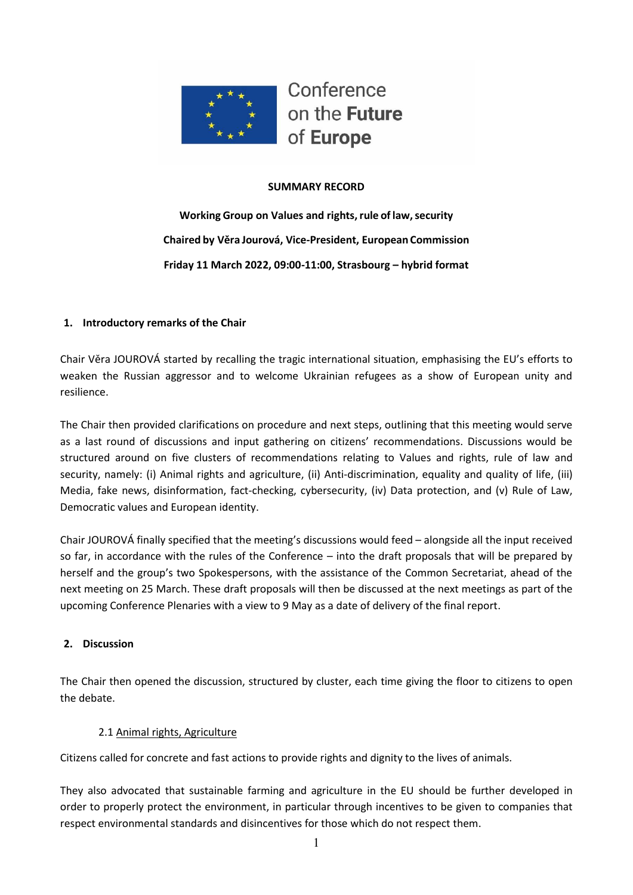Conference on the Future of Europe

**SUMMARY RECORD**

**Working Group on Values and rights, rule of law, security**

**Chaired by Věra Jourová, Vice-President, European Commission**

**Friday 11 March 2022, 09:00-11:00, Strasbourg – hybrid format**

## 1. Introductory remarks of the Chair

Chair Věra JOUROVÁ started by recalling the tragic international situation, emphasising the EU's efforts to weaken the Russian aggressor and to welcome Ukrainian refugees as a show of European unity and resilience.

The Chair then provided clarifications on procedure and next steps, outlining that this meeting would serve as a last round of discussions and input gathering on citizens' recommendations. Discussions would be structured around on five clusters of recommendations relating to Values and rights, rule of law and security, namely: (i) Animal rights and agriculture, (ii) Anti-discrimination, equality and quality of life, (iii) Media, fake news, disinformation, fact-checking, cybersecurity, (iv) Data protection, and (v) Rule of Law, Democratic values and European identity.

Chair JOUROVÁ finally specified that the meeting's discussions would feed – alongside all the input received so far, in accordance with the rules of the Conference – into the draft proposals that will be prepared by herself and the group's two Spokespersons, with the assistance of the Common Secretariat, ahead of the next meeting on 25 March. These draft proposals will then be discussed at the next meetings as part of the upcoming Conference Plenaries with a view to 9 May as a date of delivery of the final report.

## 2. Discussion

The Chair then opened the discussion, structured by cluster, each time giving the floor to citizens to open the debate.

### 2.1 Animal rights, Agriculture

Citizens called for concrete and fast actions to provide rights and dignity to the lives of animals.

They also advocated that sustainable farming and agriculture in the EU should be further developed in order to properly protect the environment, in particular through incentives to be given to companies that respect environmental standards and disincentives for those which do not respect them.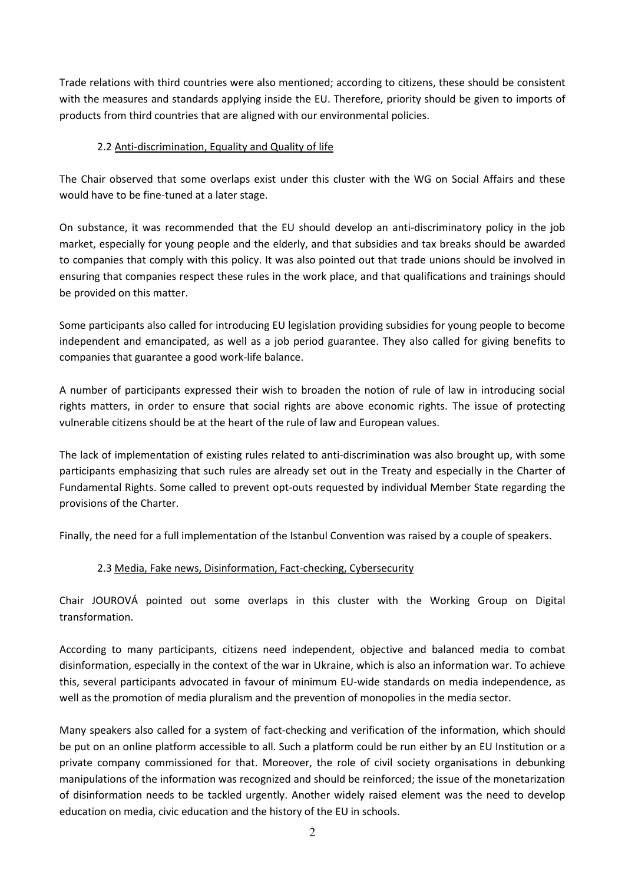Trade relations with third countries were also mentioned; according to citizens, these should be consistent with the measures and standards applying inside the EU. Therefore, priority should be given to imports of products from third countries that are aligned with our environmental policies.

### 2.2 Anti-discrimination, Equality and Quality of life

The Chair observed that some overlaps exist under this cluster with the WG on Social Affairs and these would have to be fine-tuned at a later stage.

On substance, it was recommended that the EU should develop an anti-discriminatory policy in the job market, especially for young people and the elderly, and that subsidies and tax breaks should be awarded to companies that comply with this policy. It was also pointed out that trade unions should be involved in ensuring that companies respect these rules in the work place, and that qualifications and trainings should be provided on this matter.

Some participants also called for introducing EU legislation providing subsidies for young people to become independent and emancipated, as well as a job period guarantee. They also called for giving benefits to companies that guarantee a good work-life balance.

A number of participants expressed their wish to broaden the notion of rule of law in introducing social rights matters, in order to ensure that social rights are above economic rights. The issue of protecting vulnerable citizens should be at the heart of the rule of law and European values.

The lack of implementation of existing rules related to anti-discrimination was also brought up, with some participants emphasizing that such rules are already set out in the Treaty and especially in the Charter of Fundamental Rights. Some called to prevent opt-outs requested by individual Member State regarding the provisions of the Charter.

Finally, the need for a full implementation of the Istanbul Convention was raised by a couple of speakers.

### 2.3 Media, Fake news, Disinformation, Fact-checking, Cybersecurity

Chair JOUROVÁ pointed out some overlaps in this cluster with the Working Group on Digital transformation.

According to many participants, citizens need independent, objective and balanced media to combat disinformation, especially in the context of the war in Ukraine, which is also an information war. To achieve this, several participants advocated in favour of minimum EU-wide standards on media independence, as well as the promotion of media pluralism and the prevention of monopolies in the media sector.

Many speakers also called for a system of fact-checking and verification of the information, which should be put on an online platform accessible to all. Such a platform could be run either by an EU Institution or a private company commissioned for that. Moreover, the role of civil society organisations in debunking manipulations of the information was recognized and should be reinforced; the issue of the monetarization of disinformation needs to be tackled urgently. Another widely raised element was the need to develop education on media, civic education and the history of the EU in schools.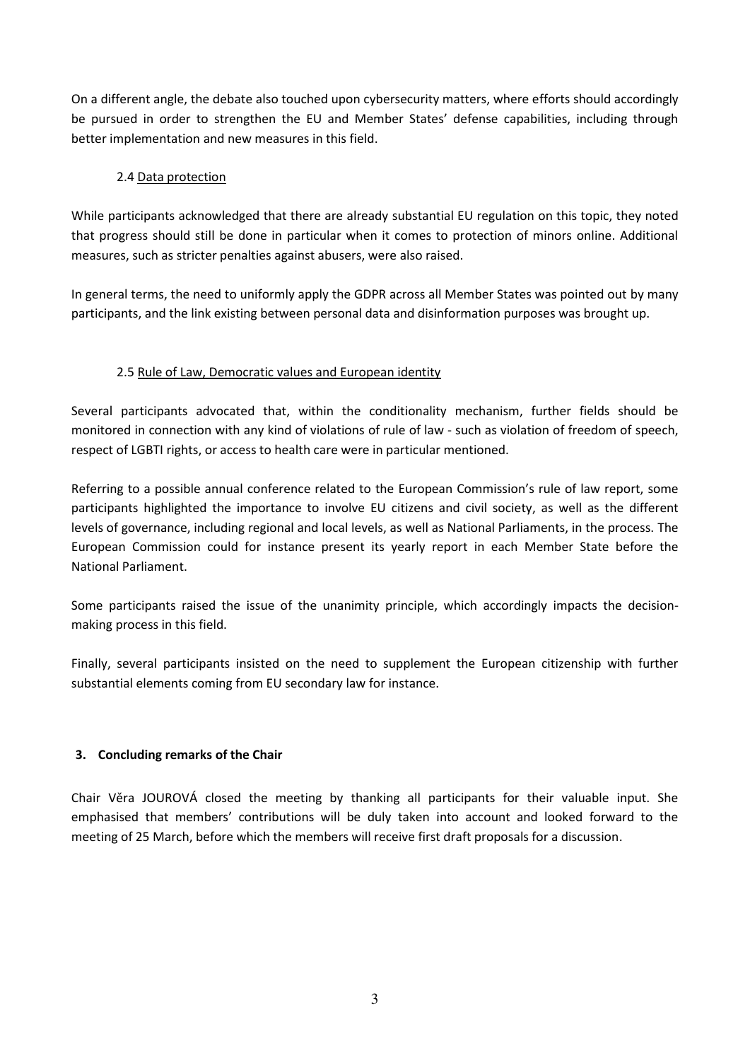On a different angle, the debate also touched upon cybersecurity matters, where efforts should accordingly be pursued in order to strengthen the EU and Member States' defense capabilities, including through better implementation and new measures in this field.

### 2.4 Data protection

While participants acknowledged that there are already substantial EU regulation on this topic, they noted that progress should still be done in particular when it comes to protection of minors online. Additional measures, such as stricter penalties against abusers, were also raised.

In general terms, the need to uniformly apply the GDPR across all Member States was pointed out by many participants, and the link existing between personal data and disinformation purposes was brought up.

### 2.5 Rule of Law, Democratic values and European identity

Several participants advocated that, within the conditionality mechanism, further fields should be monitored in connection with any kind of violations of rule of law - such as violation of freedom of speech, respect of LGBTI rights, or access to health care were in particular mentioned.

Referring to a possible annual conference related to the European Commission's rule of law report, some participants highlighted the importance to involve EU citizens and civil society, as well as the different levels of governance, including regional and local levels, as well as National Parliaments, in the process. The European Commission could for instance present its yearly report in each Member State before the National Parliament.

Some participants raised the issue of the unanimity principle, which accordingly impacts the decision-making process in this field.

Finally, several participants insisted on the need to supplement the European citizenship with further substantial elements coming from EU secondary law for instance.

## 3. Concluding remarks of the Chair

Chair Věra JOUROVÁ closed the meeting by thanking all participants for their valuable input. She emphasised that members' contributions will be duly taken into account and looked forward to the meeting of 25 March, before which the members will receive first draft proposals for a discussion.